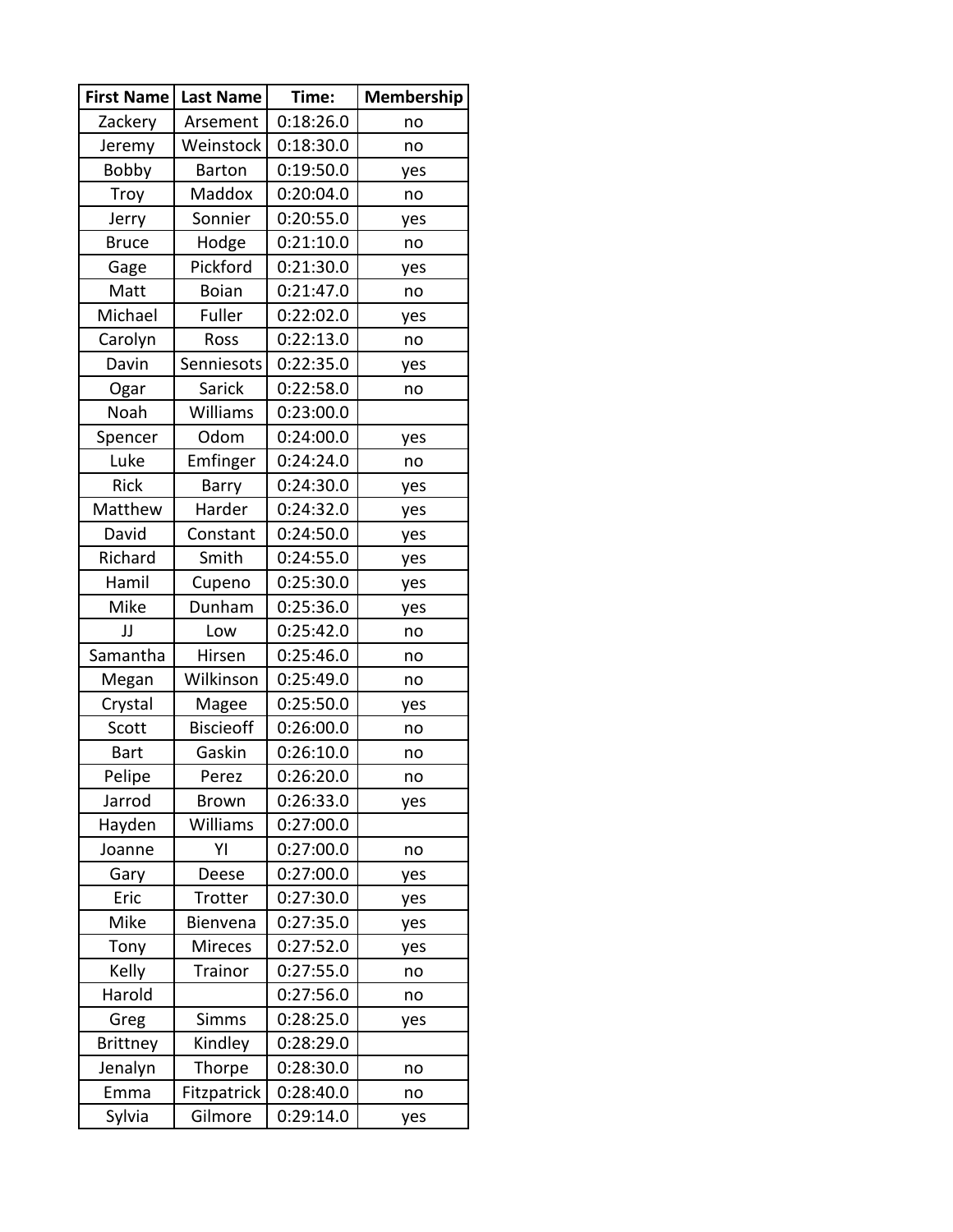| First Name | Last Name | Time: | Membership |
|---|---|---|---|
| Zackery | Arsement | 0:18:26.0 | no |
| Jeremy | Weinstock | 0:18:30.0 | no |
| Bobby | Barton | 0:19:50.0 | yes |
| Troy | Maddox | 0:20:04.0 | no |
| Jerry | Sonnier | 0:20:55.0 | yes |
| Bruce | Hodge | 0:21:10.0 | no |
| Gage | Pickford | 0:21:30.0 | yes |
| Matt | Boian | 0:21:47.0 | no |
| Michael | Fuller | 0:22:02.0 | yes |
| Carolyn | Ross | 0:22:13.0 | no |
| Davin | Senniesots | 0:22:35.0 | yes |
| Ogar | Sarick | 0:22:58.0 | no |
| Noah | Williams | 0:23:00.0 | |
| Spencer | Odom | 0:24:00.0 | yes |
| Luke | Emfinger | 0:24:24.0 | no |
| Rick | Barry | 0:24:30.0 | yes |
| Matthew | Harder | 0:24:32.0 | yes |
| David | Constant | 0:24:50.0 | yes |
| Richard | Smith | 0:24:55.0 | yes |
| Hamil | Cupeno | 0:25:30.0 | yes |
| Mike | Dunham | 0:25:36.0 | yes |
| JJ | Low | 0:25:42.0 | no |
| Samantha | Hirsen | 0:25:46.0 | no |
| Megan | Wilkinson | 0:25:49.0 | no |
| Crystal | Magee | 0:25:50.0 | yes |
| Scott | Biscieoff | 0:26:00.0 | no |
| Bart | Gaskin | 0:26:10.0 | no |
| Pelipe | Perez | 0:26:20.0 | no |
| Jarrod | Brown | 0:26:33.0 | yes |
| Hayden | Williams | 0:27:00.0 | |
| Joanne | YI | 0:27:00.0 | no |
| Gary | Deese | 0:27:00.0 | yes |
| Eric | Trotter | 0:27:30.0 | yes |
| Mike | Bienvena | 0:27:35.0 | yes |
| Tony | Mireces | 0:27:52.0 | yes |
| Kelly | Trainor | 0:27:55.0 | no |
| Harold | | 0:27:56.0 | no |
| Greg | Simms | 0:28:25.0 | yes |
| Brittney | Kindley | 0:28:29.0 | |
| Jenalyn | Thorpe | 0:28:30.0 | no |
| Emma | Fitzpatrick | 0:28:40.0 | no |
| Sylvia | Gilmore | 0:29:14.0 | yes |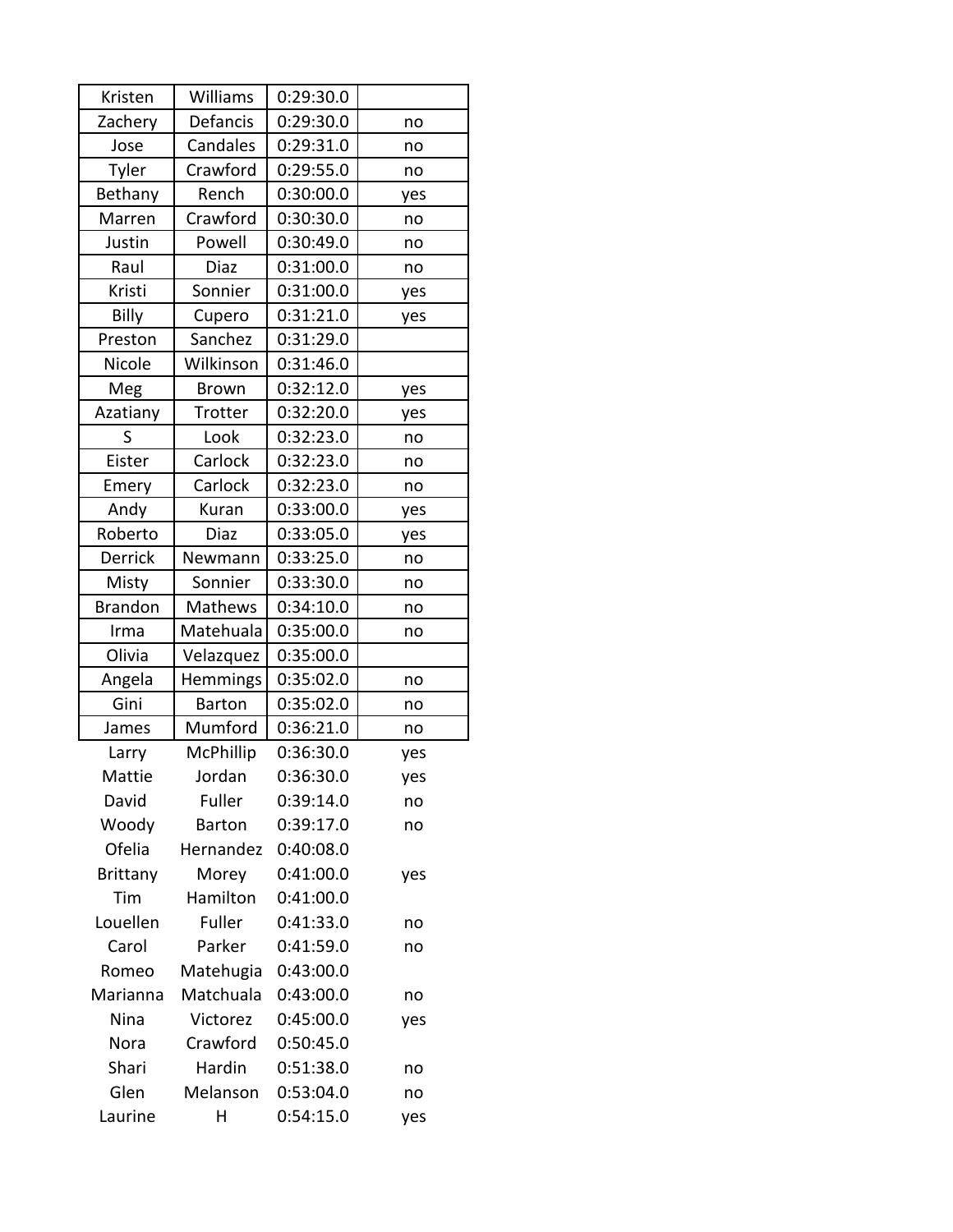| | | | |
|---|---|---|---|
| Kristen | Williams | 0:29:30.0 | |
| Zachery | Defancis | 0:29:30.0 | no |
| Jose | Candales | 0:29:31.0 | no |
| Tyler | Crawford | 0:29:55.0 | no |
| Bethany | Rench | 0:30:00.0 | yes |
| Marren | Crawford | 0:30:30.0 | no |
| Justin | Powell | 0:30:49.0 | no |
| Raul | Diaz | 0:31:00.0 | no |
| Kristi | Sonnier | 0:31:00.0 | yes |
| Billy | Cupero | 0:31:21.0 | yes |
| Preston | Sanchez | 0:31:29.0 | |
| Nicole | Wilkinson | 0:31:46.0 | |
| Meg | Brown | 0:32:12.0 | yes |
| Azatiany | Trotter | 0:32:20.0 | yes |
| S | Look | 0:32:23.0 | no |
| Eister | Carlock | 0:32:23.0 | no |
| Emery | Carlock | 0:32:23.0 | no |
| Andy | Kuran | 0:33:00.0 | yes |
| Roberto | Diaz | 0:33:05.0 | yes |
| Derrick | Newmann | 0:33:25.0 | no |
| Misty | Sonnier | 0:33:30.0 | no |
| Brandon | Mathews | 0:34:10.0 | no |
| Irma | Matehuala | 0:35:00.0 | no |
| Olivia | Velazquez | 0:35:00.0 | |
| Angela | Hemmings | 0:35:02.0 | no |
| Gini | Barton | 0:35:02.0 | no |
| James | Mumford | 0:36:21.0 | no |
| Larry | McPhillip | 0:36:30.0 | yes |
| Mattie | Jordan | 0:36:30.0 | yes |
| David | Fuller | 0:39:14.0 | no |
| Woody | Barton | 0:39:17.0 | no |
| Ofelia | Hernandez | 0:40:08.0 | |
| Brittany | Morey | 0:41:00.0 | yes |
| Tim | Hamilton | 0:41:00.0 | |
| Louellen | Fuller | 0:41:33.0 | no |
| Carol | Parker | 0:41:59.0 | no |
| Romeo | Matehugia | 0:43:00.0 | |
| Marianna | Matchuala | 0:43:00.0 | no |
| Nina | Victorez | 0:45:00.0 | yes |
| Nora | Crawford | 0:50:45.0 | |
| Shari | Hardin | 0:51:38.0 | no |
| Glen | Melanson | 0:53:04.0 | no |
| Laurine | H | 0:54:15.0 | yes |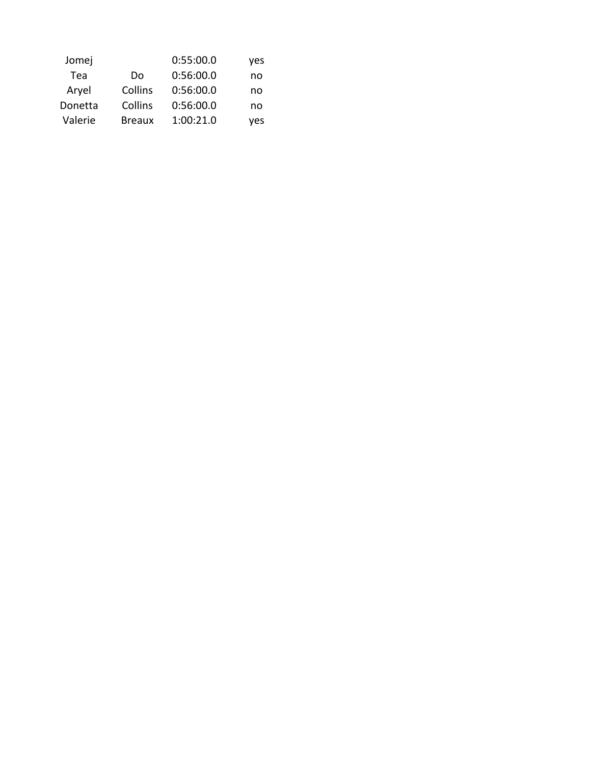| | | | |
|---|---|---|---|
| Jomej | | 0:55:00.0 | yes |
| Tea | Do | 0:56:00.0 | no |
| Aryel | Collins | 0:56:00.0 | no |
| Donetta | Collins | 0:56:00.0 | no |
| Valerie | Breaux | 1:00:21.0 | yes |